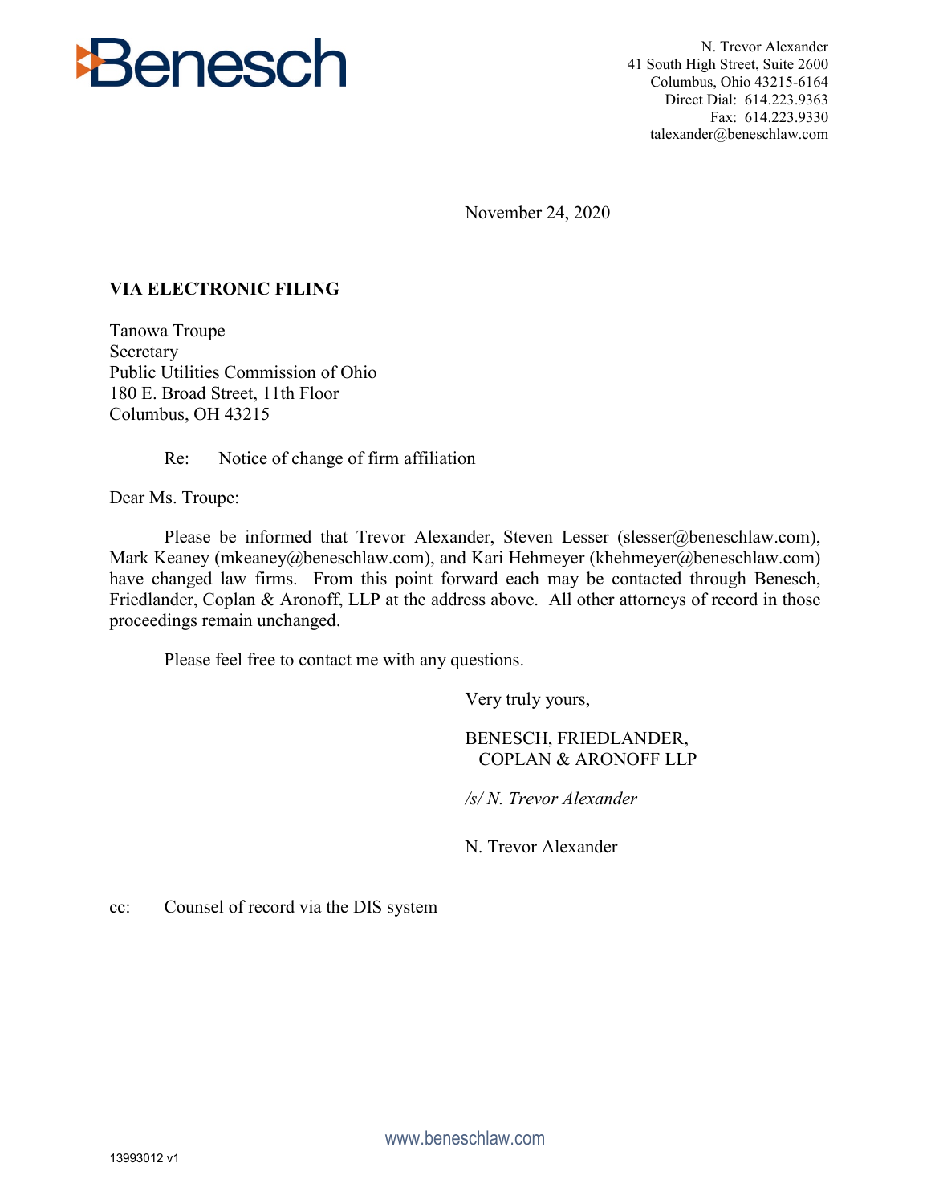Benesch

N. Trevor Alexander
41 South High Street, Suite 2600
Columbus, Ohio 43215-6164
Direct Dial: 614.223.9363
Fax: 614.223.9330
talexander@beneschlaw.com

November 24, 2020

**VIA ELECTRONIC FILING**

Tanowa Troupe
Secretary
Public Utilities Commission of Ohio
180 E. Broad Street, 11th Floor
Columbus, OH 43215

Re: Notice of change of firm affiliation

Dear Ms. Troupe:

Please be informed that Trevor Alexander, Steven Lesser (slesser@beneschlaw.com), Mark Keaney (mkeaney@beneschlaw.com), and Kari Hehmeyer (khehmeyer@beneschlaw.com) have changed law firms. From this point forward each may be contacted through Benesch, Friedlander, Coplan & Aronoff, LLP at the address above. All other attorneys of record in those proceedings remain unchanged.

Please feel free to contact me with any questions.

Very truly yours,

BENESCH, FRIEDLANDER,
COPLAN & ARONOFF LLP

*/s/ N. Trevor Alexander*

N. Trevor Alexander

cc: Counsel of record via the DIS system

www.beneschlaw.com

13993012 v1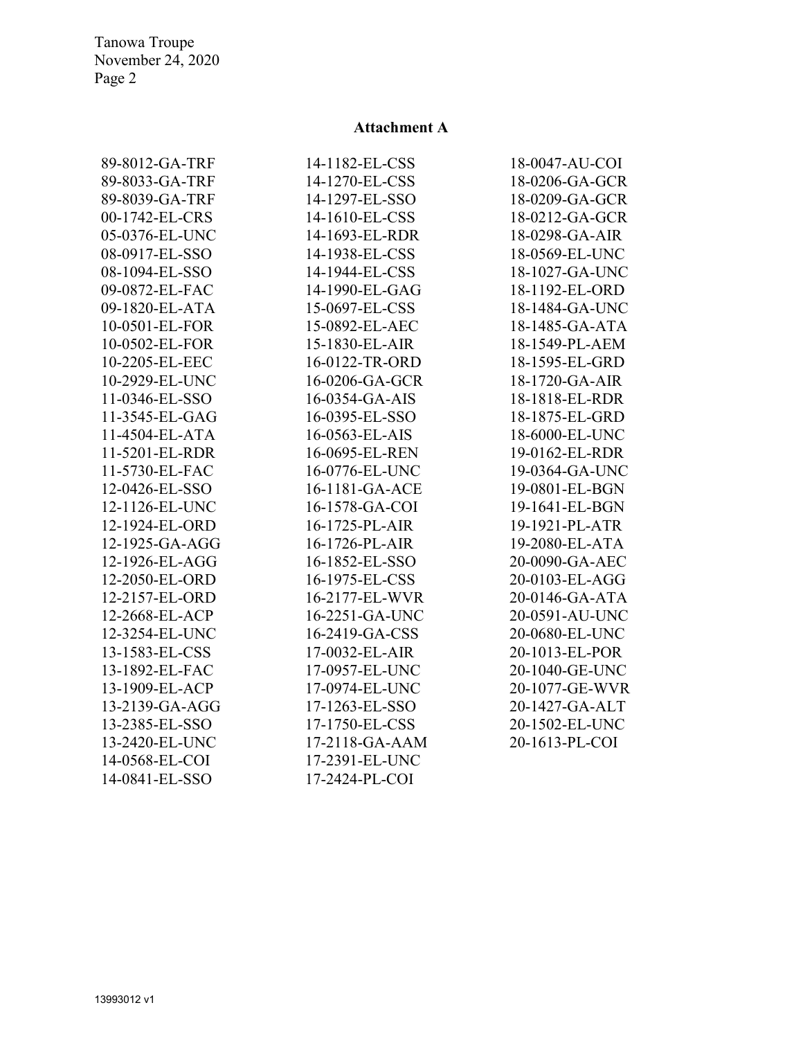## Attachment A

89-8012-GA-TRF
89-8033-GA-TRF
89-8039-GA-TRF
00-1742-EL-CRS
05-0376-EL-UNC
08-0917-EL-SSO
08-1094-EL-SSO
09-0872-EL-FAC
09-1820-EL-ATA
10-0501-EL-FOR
10-0502-EL-FOR
10-2205-EL-EEC
10-2929-EL-UNC
11-0346-EL-SSO
11-3545-EL-GAG
11-4504-EL-ATA
11-5201-EL-RDR
11-5730-EL-FAC
12-0426-EL-SSO
12-1126-EL-UNC
12-1924-EL-ORD
12-1925-GA-AGG
12-1926-EL-AGG
12-2050-EL-ORD
12-2157-EL-ORD
12-2668-EL-ACP
12-3254-EL-UNC
13-1583-EL-CSS
13-1892-EL-FAC
13-1909-EL-ACP
13-2139-GA-AGG
13-2385-EL-SSO
13-2420-EL-UNC
14-0568-EL-COI
14-0841-EL-SSO
14-1182-EL-CSS
14-1270-EL-CSS
14-1297-EL-SSO
14-1610-EL-CSS
14-1693-EL-RDR
14-1938-EL-CSS
14-1944-EL-CSS
14-1990-EL-GAG
15-0697-EL-CSS
15-0892-EL-AEC
15-1830-EL-AIR
16-0122-TR-ORD
16-0206-GA-GCR
16-0354-GA-AIS
16-0395-EL-SSO
16-0563-EL-AIS
16-0695-EL-REN
16-0776-EL-UNC
16-1181-GA-ACE
16-1578-GA-COI
16-1725-PL-AIR
16-1726-PL-AIR
16-1852-EL-SSO
16-1975-EL-CSS
16-2177-EL-WVR
16-2251-GA-UNC
16-2419-GA-CSS
17-0032-EL-AIR
17-0957-EL-UNC
17-0974-EL-UNC
17-1263-EL-SSO
17-1750-EL-CSS
17-2118-GA-AAM
17-2391-EL-UNC
17-2424-PL-COI
18-0047-AU-COI
18-0206-GA-GCR
18-0209-GA-GCR
18-0212-GA-GCR
18-0298-GA-AIR
18-0569-EL-UNC
18-1027-GA-UNC
18-1192-EL-ORD
18-1484-GA-UNC
18-1485-GA-ATA
18-1549-PL-AEM
18-1595-EL-GRD
18-1720-GA-AIR
18-1818-EL-RDR
18-1875-EL-GRD
18-6000-EL-UNC
19-0162-EL-RDR
19-0364-GA-UNC
19-0801-EL-BGN
19-1641-EL-BGN
19-1921-PL-ATR
19-2080-EL-ATA
20-0090-GA-AEC
20-0103-EL-AGG
20-0146-GA-ATA
20-0591-AU-UNC
20-0680-EL-UNC
20-1013-EL-POR
20-1040-GE-UNC
20-1077-GE-WVR
20-1427-GA-ALT
20-1502-EL-UNC
20-1613-PL-COI

13993012 v1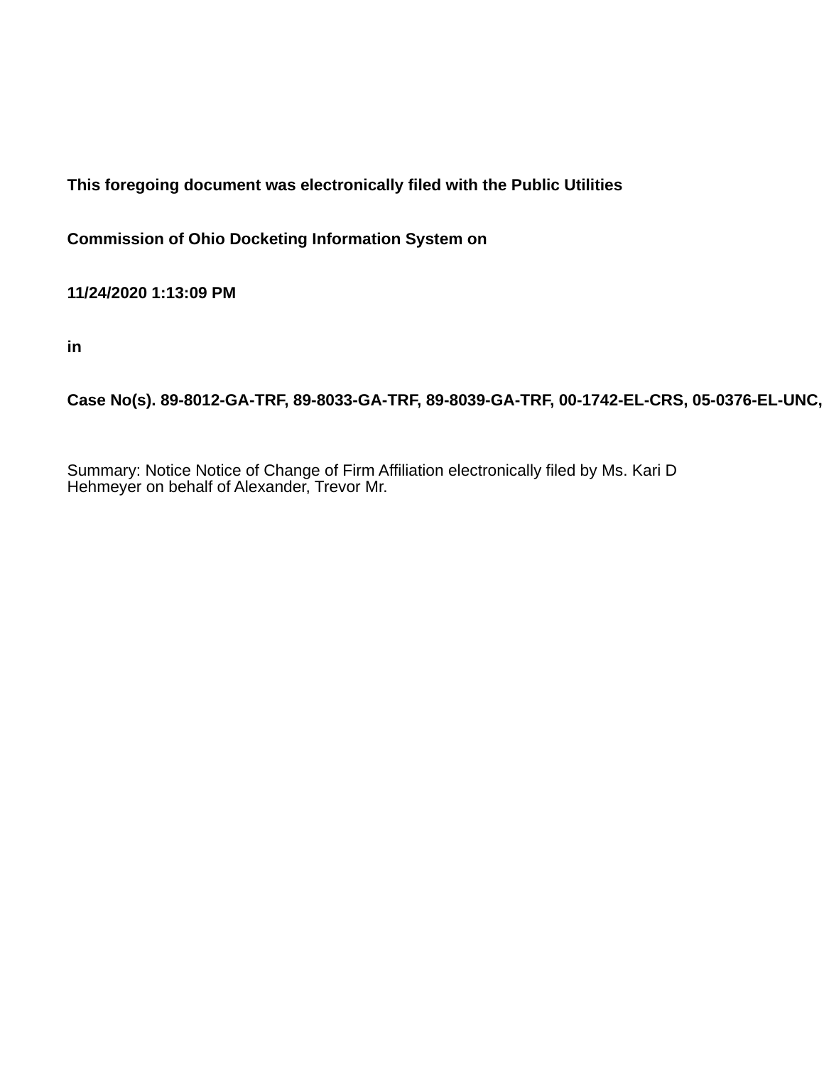**This foregoing document was electronically filed with the Public Utilities**

**Commission of Ohio Docketing Information System on**

**11/24/2020 1:13:09 PM**

**in**

**Case No(s). 89-8012-GA-TRF, 89-8033-GA-TRF, 89-8039-GA-TRF, 00-1742-EL-CRS, 05-0376-EL-UNC,**

Summary: Notice Notice of Change of Firm Affiliation electronically filed by Ms. Kari D Hehmeyer on behalf of Alexander, Trevor Mr.